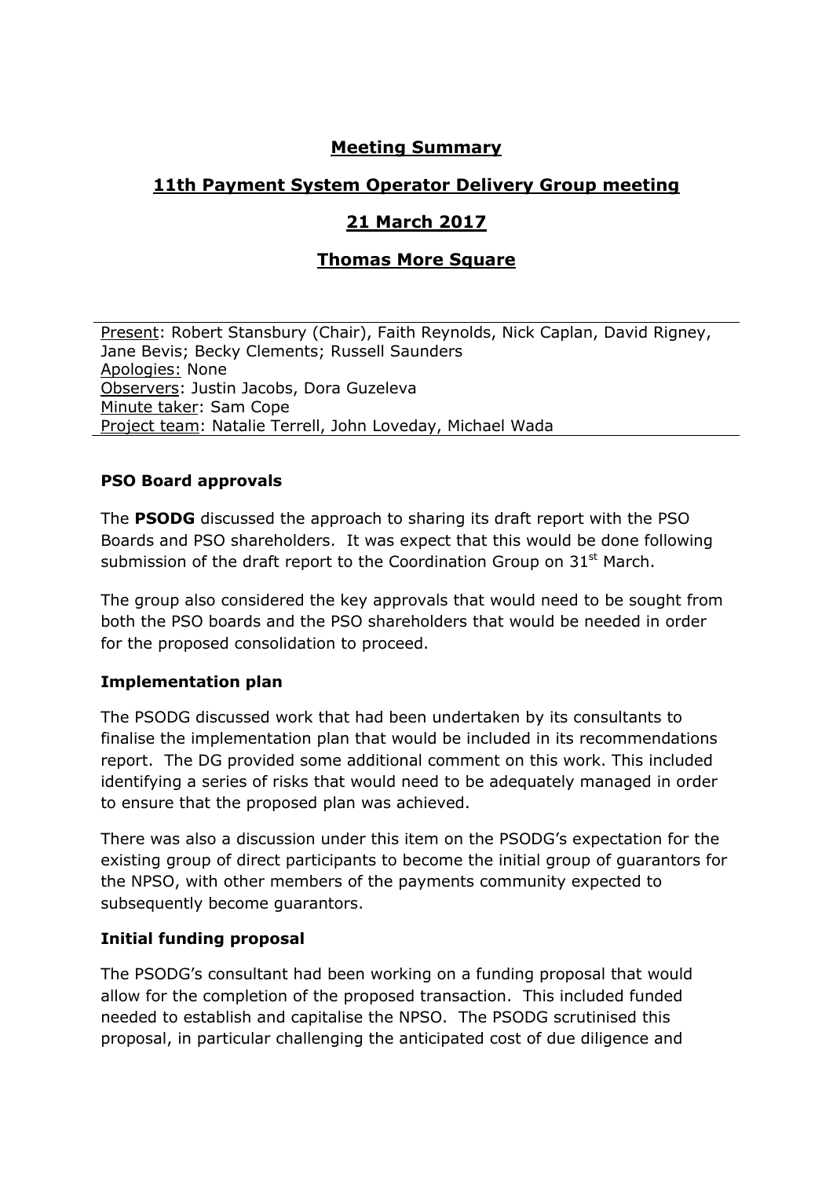# Meeting Summary

## 11th Payment System Operator Delivery Group meeting

## 21 March 2017

## Thomas More Square

Present: Robert Stansbury (Chair), Faith Reynolds, Nick Caplan, David Rigney, Jane Bevis; Becky Clements; Russell Saunders
Apologies: None
Observers: Justin Jacobs, Dora Guzeleva
Minute taker: Sam Cope
Project team: Natalie Terrell, John Loveday, Michael Wada

### PSO Board approvals

The **PSODG** discussed the approach to sharing its draft report with the PSO Boards and PSO shareholders. It was expect that this would be done following submission of the draft report to the Coordination Group on 31st March.

The group also considered the key approvals that would need to be sought from both the PSO boards and the PSO shareholders that would be needed in order for the proposed consolidation to proceed.

### Implementation plan

The PSODG discussed work that had been undertaken by its consultants to finalise the implementation plan that would be included in its recommendations report. The DG provided some additional comment on this work. This included identifying a series of risks that would need to be adequately managed in order to ensure that the proposed plan was achieved.

There was also a discussion under this item on the PSODG's expectation for the existing group of direct participants to become the initial group of guarantors for the NPSO, with other members of the payments community expected to subsequently become guarantors.

### Initial funding proposal

The PSODG's consultant had been working on a funding proposal that would allow for the completion of the proposed transaction. This included funded needed to establish and capitalise the NPSO. The PSODG scrutinised this proposal, in particular challenging the anticipated cost of due diligence and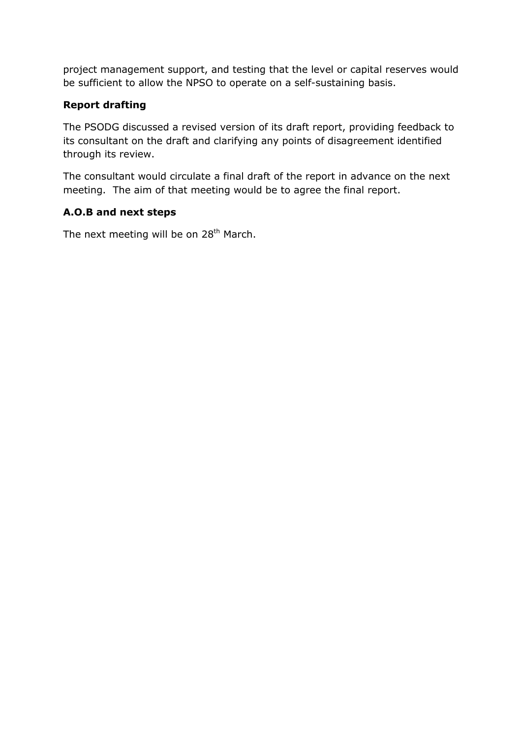project management support, and testing that the level or capital reserves would be sufficient to allow the NPSO to operate on a self-sustaining basis.

**Report drafting**

The PSODG discussed a revised version of its draft report, providing feedback to its consultant on the draft and clarifying any points of disagreement identified through its review.

The consultant would circulate a final draft of the report in advance on the next meeting. The aim of that meeting would be to agree the final report.

**A.O.B and next steps**

The next meeting will be on 28th March.